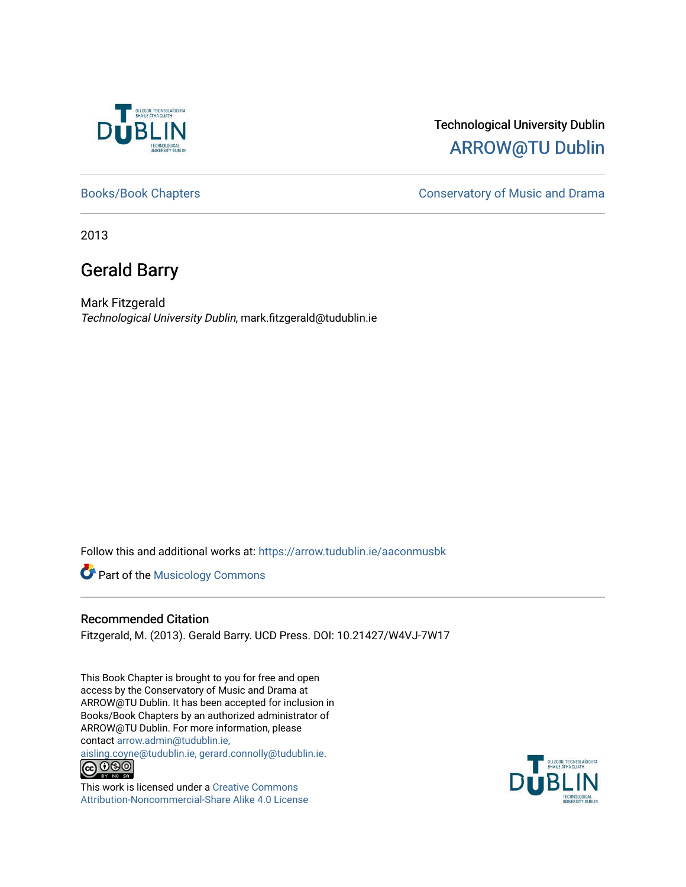Technological University Dublin

ARROW@TU Dublin

Books/Book Chapters | Conservatory of Music and Drama

2013

# Gerald Barry

Mark Fitzgerald

*Technological University Dublin*, mark.fitzgerald@tudublin.ie

Follow this and additional works at: https://arrow.tudublin.ie/aaconmusbk

Part of the Musicology Commons

## Recommended Citation

Fitzgerald, M. (2013). Gerald Barry. UCD Press. DOI: 10.21427/W4VJ-7W17

This Book Chapter is brought to you for free and open access by the Conservatory of Music and Drama at ARROW@TU Dublin. It has been accepted for inclusion in Books/Book Chapters by an authorized administrator of ARROW@TU Dublin. For more information, please contact arrow.admin@tudublin.ie, aisling.coyne@tudublin.ie, gerard.connolly@tudublin.ie.

This work is licensed under a Creative Commons Attribution-Noncommercial-Share Alike 4.0 License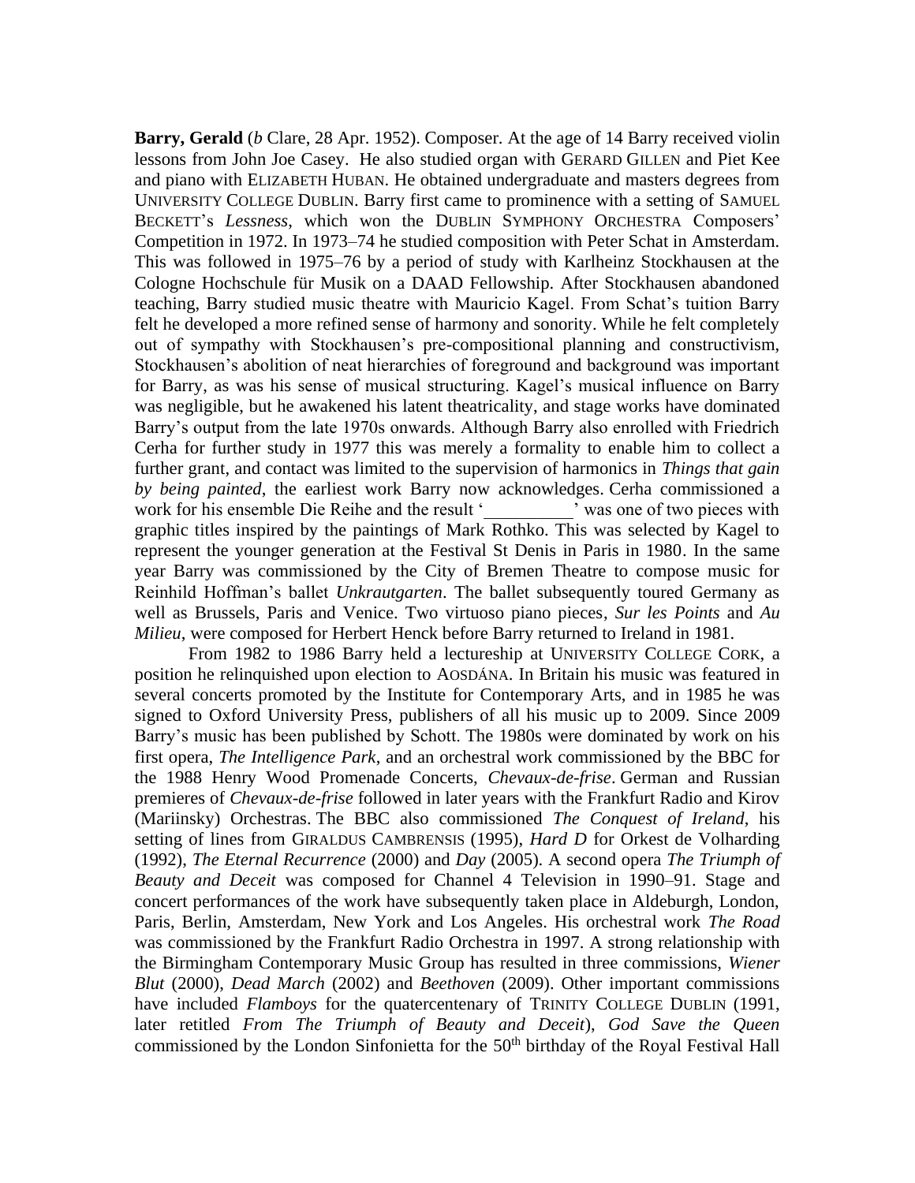**Barry, Gerald** (*b* Clare, 28 Apr. 1952). Composer. At the age of 14 Barry received violin lessons from John Joe Casey. He also studied organ with GERARD GILLEN and Piet Kee and piano with ELIZABETH HUBAN. He obtained undergraduate and masters degrees from UNIVERSITY COLLEGE DUBLIN. Barry first came to prominence with a setting of SAMUEL BECKETT's *Lessness*, which won the DUBLIN SYMPHONY ORCHESTRA Composers' Competition in 1972. In 1973–74 he studied composition with Peter Schat in Amsterdam. This was followed in 1975–76 by a period of study with Karlheinz Stockhausen at the Cologne Hochschule für Musik on a DAAD Fellowship. After Stockhausen abandoned teaching, Barry studied music theatre with Mauricio Kagel. From Schat's tuition Barry felt he developed a more refined sense of harmony and sonority. While he felt completely out of sympathy with Stockhausen's pre-compositional planning and constructivism, Stockhausen's abolition of neat hierarchies of foreground and background was important for Barry, as was his sense of musical structuring. Kagel's musical influence on Barry was negligible, but he awakened his latent theatricality, and stage works have dominated Barry's output from the late 1970s onwards. Although Barry also enrolled with Friedrich Cerha for further study in 1977 this was merely a formality to enable him to collect a further grant, and contact was limited to the supervision of harmonics in *Things that gain by being painted*, the earliest work Barry now acknowledges. Cerha commissioned a work for his ensemble Die Reihe and the result '__________' was one of two pieces with graphic titles inspired by the paintings of Mark Rothko. This was selected by Kagel to represent the younger generation at the Festival St Denis in Paris in 1980. In the same year Barry was commissioned by the City of Bremen Theatre to compose music for Reinhild Hoffman's ballet *Unkrautgarten*. The ballet subsequently toured Germany as well as Brussels, Paris and Venice. Two virtuoso piano pieces, *Sur les Points* and *Au Milieu*, were composed for Herbert Henck before Barry returned to Ireland in 1981.

From 1982 to 1986 Barry held a lectureship at UNIVERSITY COLLEGE CORK, a position he relinquished upon election to AOSDÁNA. In Britain his music was featured in several concerts promoted by the Institute for Contemporary Arts, and in 1985 he was signed to Oxford University Press, publishers of all his music up to 2009. Since 2009 Barry's music has been published by Schott. The 1980s were dominated by work on his first opera, *The Intelligence Park*, and an orchestral work commissioned by the BBC for the 1988 Henry Wood Promenade Concerts, *Chevaux-de-frise*. German and Russian premieres of *Chevaux-de-frise* followed in later years with the Frankfurt Radio and Kirov (Mariinsky) Orchestras. The BBC also commissioned *The Conquest of Ireland*, his setting of lines from GIRALDUS CAMBRENSIS (1995), *Hard D* for Orkest de Volharding (1992), *The Eternal Recurrence* (2000) and *Day* (2005). A second opera *The Triumph of Beauty and Deceit* was composed for Channel 4 Television in 1990–91. Stage and concert performances of the work have subsequently taken place in Aldeburgh, London, Paris, Berlin, Amsterdam, New York and Los Angeles. His orchestral work *The Road* was commissioned by the Frankfurt Radio Orchestra in 1997. A strong relationship with the Birmingham Contemporary Music Group has resulted in three commissions, *Wiener Blut* (2000), *Dead March* (2002) and *Beethoven* (2009). Other important commissions have included *Flamboys* for the quatercentenary of TRINITY COLLEGE DUBLIN (1991, later retitled *From The Triumph of Beauty and Deceit*), *God Save the Queen* commissioned by the London Sinfonietta for the 50th birthday of the Royal Festival Hall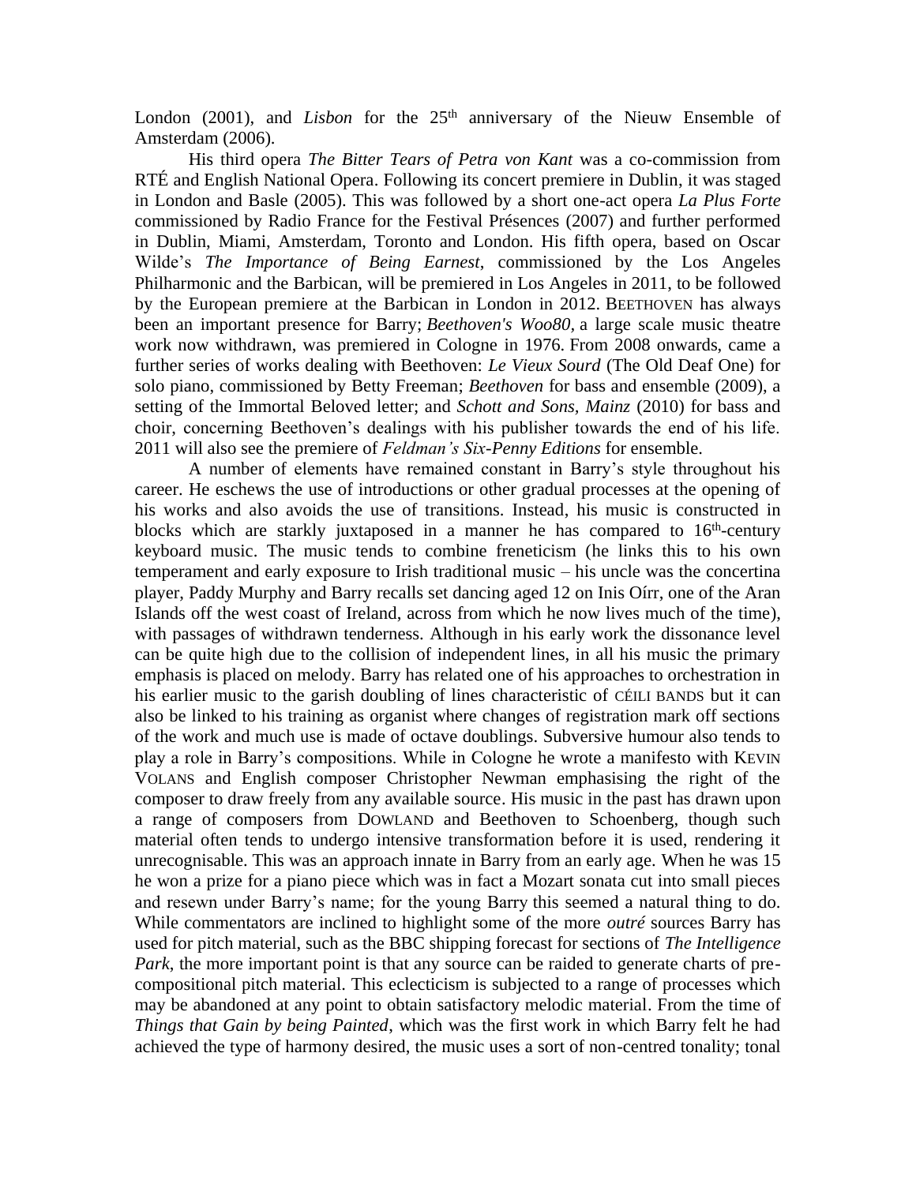London (2001), and *Lisbon* for the 25th anniversary of the Nieuw Ensemble of Amsterdam (2006).

His third opera *The Bitter Tears of Petra von Kant* was a co-commission from RTÉ and English National Opera. Following its concert premiere in Dublin, it was staged in London and Basle (2005). This was followed by a short one-act opera *La Plus Forte* commissioned by Radio France for the Festival Présences (2007) and further performed in Dublin, Miami, Amsterdam, Toronto and London. His fifth opera, based on Oscar Wilde's *The Importance of Being Earnest*, commissioned by the Los Angeles Philharmonic and the Barbican, will be premiered in Los Angeles in 2011, to be followed by the European premiere at the Barbican in London in 2012. BEETHOVEN has always been an important presence for Barry; *Beethoven's Woo80,* a large scale music theatre work now withdrawn, was premiered in Cologne in 1976. From 2008 onwards, came a further series of works dealing with Beethoven: *Le Vieux Sourd* (The Old Deaf One) for solo piano, commissioned by Betty Freeman; *Beethoven* for bass and ensemble (2009), a setting of the Immortal Beloved letter; and *Schott and Sons, Mainz* (2010) for bass and choir, concerning Beethoven's dealings with his publisher towards the end of his life. 2011 will also see the premiere of *Feldman's Six-Penny Editions* for ensemble.

A number of elements have remained constant in Barry's style throughout his career. He eschews the use of introductions or other gradual processes at the opening of his works and also avoids the use of transitions. Instead, his music is constructed in blocks which are starkly juxtaposed in a manner he has compared to 16th-century keyboard music. The music tends to combine freneticism (he links this to his own temperament and early exposure to Irish traditional music – his uncle was the concertina player, Paddy Murphy and Barry recalls set dancing aged 12 on Inis Oírr, one of the Aran Islands off the west coast of Ireland, across from which he now lives much of the time), with passages of withdrawn tenderness. Although in his early work the dissonance level can be quite high due to the collision of independent lines, in all his music the primary emphasis is placed on melody. Barry has related one of his approaches to orchestration in his earlier music to the garish doubling of lines characteristic of CÉILI BANDS but it can also be linked to his training as organist where changes of registration mark off sections of the work and much use is made of octave doublings. Subversive humour also tends to play a role in Barry's compositions. While in Cologne he wrote a manifesto with KEVIN VOLANS and English composer Christopher Newman emphasising the right of the composer to draw freely from any available source. His music in the past has drawn upon a range of composers from DOWLAND and Beethoven to Schoenberg, though such material often tends to undergo intensive transformation before it is used, rendering it unrecognisable. This was an approach innate in Barry from an early age. When he was 15 he won a prize for a piano piece which was in fact a Mozart sonata cut into small pieces and resewn under Barry's name; for the young Barry this seemed a natural thing to do. While commentators are inclined to highlight some of the more *outré* sources Barry has used for pitch material, such as the BBC shipping forecast for sections of *The Intelligence Park*, the more important point is that any source can be raided to generate charts of pre-compositional pitch material. This eclecticism is subjected to a range of processes which may be abandoned at any point to obtain satisfactory melodic material. From the time of *Things that Gain by being Painted*, which was the first work in which Barry felt he had achieved the type of harmony desired, the music uses a sort of non-centred tonality; tonal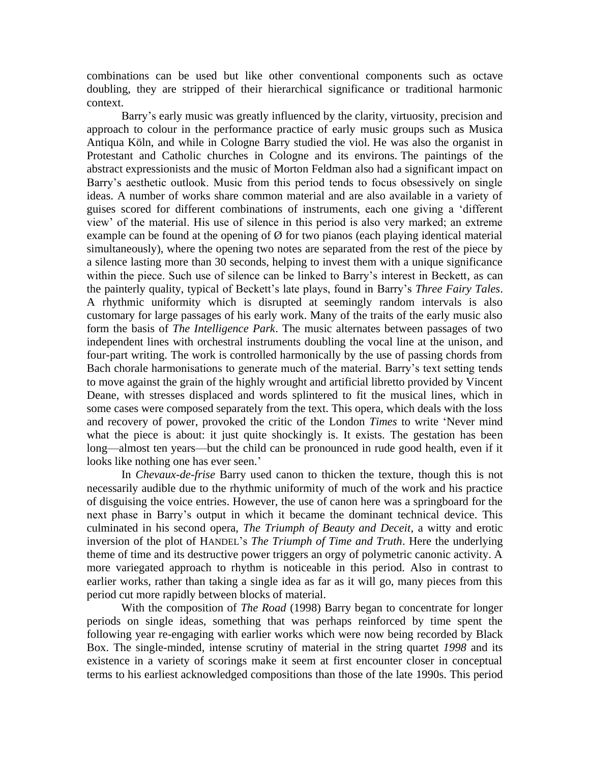combinations can be used but like other conventional components such as octave doubling, they are stripped of their hierarchical significance or traditional harmonic context.

Barry's early music was greatly influenced by the clarity, virtuosity, precision and approach to colour in the performance practice of early music groups such as Musica Antiqua Köln, and while in Cologne Barry studied the viol. He was also the organist in Protestant and Catholic churches in Cologne and its environs. The paintings of the abstract expressionists and the music of Morton Feldman also had a significant impact on Barry's aesthetic outlook. Music from this period tends to focus obsessively on single ideas. A number of works share common material and are also available in a variety of guises scored for different combinations of instruments, each one giving a 'different view' of the material. His use of silence in this period is also very marked; an extreme example can be found at the opening of Ø for two pianos (each playing identical material simultaneously), where the opening two notes are separated from the rest of the piece by a silence lasting more than 30 seconds, helping to invest them with a unique significance within the piece. Such use of silence can be linked to Barry's interest in Beckett, as can the painterly quality, typical of Beckett's late plays, found in Barry's *Three Fairy Tales*. A rhythmic uniformity which is disrupted at seemingly random intervals is also customary for large passages of his early work. Many of the traits of the early music also form the basis of *The Intelligence Park*. The music alternates between passages of two independent lines with orchestral instruments doubling the vocal line at the unison, and four-part writing. The work is controlled harmonically by the use of passing chords from Bach chorale harmonisations to generate much of the material. Barry's text setting tends to move against the grain of the highly wrought and artificial libretto provided by Vincent Deane, with stresses displaced and words splintered to fit the musical lines, which in some cases were composed separately from the text. This opera, which deals with the loss and recovery of power, provoked the critic of the London *Times* to write 'Never mind what the piece is about: it just quite shockingly is. It exists. The gestation has been long—almost ten years—but the child can be pronounced in rude good health, even if it looks like nothing one has ever seen.'

In *Chevaux-de-frise* Barry used canon to thicken the texture, though this is not necessarily audible due to the rhythmic uniformity of much of the work and his practice of disguising the voice entries. However, the use of canon here was a springboard for the next phase in Barry's output in which it became the dominant technical device. This culminated in his second opera, *The Triumph of Beauty and Deceit*, a witty and erotic inversion of the plot of HANDEL's *The Triumph of Time and Truth*. Here the underlying theme of time and its destructive power triggers an orgy of polymetric canonic activity. A more variegated approach to rhythm is noticeable in this period. Also in contrast to earlier works, rather than taking a single idea as far as it will go, many pieces from this period cut more rapidly between blocks of material.

With the composition of *The Road* (1998) Barry began to concentrate for longer periods on single ideas, something that was perhaps reinforced by time spent the following year re-engaging with earlier works which were now being recorded by Black Box. The single-minded, intense scrutiny of material in the string quartet *1998* and its existence in a variety of scorings make it seem at first encounter closer in conceptual terms to his earliest acknowledged compositions than those of the late 1990s. This period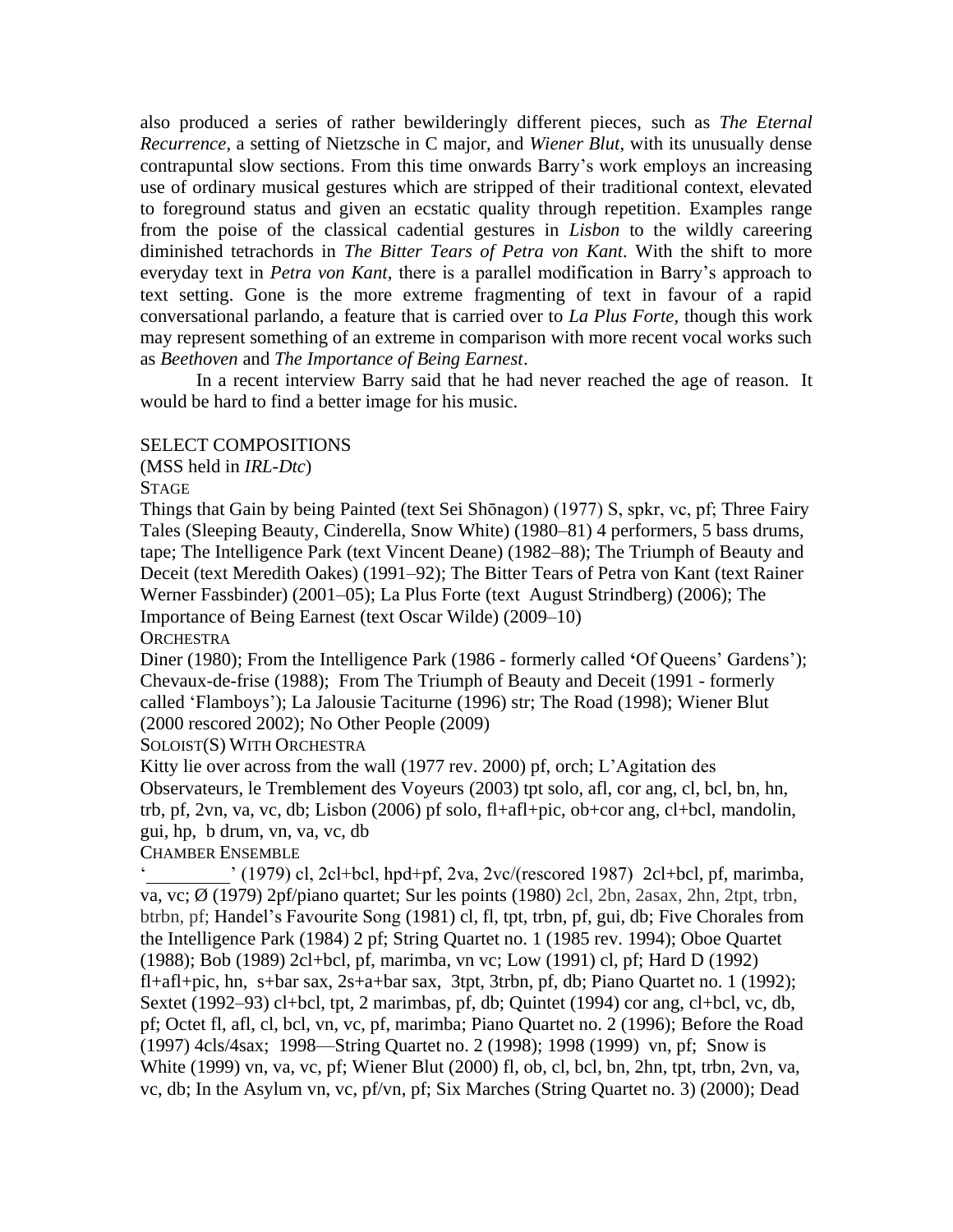also produced a series of rather bewilderingly different pieces, such as *The Eternal Recurrence*, a setting of Nietzsche in C major, and *Wiener Blut*, with its unusually dense contrapuntal slow sections. From this time onwards Barry's work employs an increasing use of ordinary musical gestures which are stripped of their traditional context, elevated to foreground status and given an ecstatic quality through repetition. Examples range from the poise of the classical cadential gestures in *Lisbon* to the wildly careering diminished tetrachords in *The Bitter Tears of Petra von Kant*. With the shift to more everyday text in *Petra von Kant*, there is a parallel modification in Barry's approach to text setting. Gone is the more extreme fragmenting of text in favour of a rapid conversational parlando, a feature that is carried over to *La Plus Forte*, though this work may represent something of an extreme in comparison with more recent vocal works such as *Beethoven* and *The Importance of Being Earnest*.

In a recent interview Barry said that he had never reached the age of reason. It would be hard to find a better image for his music.

SELECT COMPOSITIONS

(MSS held in *IRL-Dtc*)

STAGE

Things that Gain by being Painted (text Sei Shōnagon) (1977) S, spkr, vc, pf; Three Fairy Tales (Sleeping Beauty, Cinderella, Snow White) (1980–81) 4 performers, 5 bass drums, tape; The Intelligence Park (text Vincent Deane) (1982–88); The Triumph of Beauty and Deceit (text Meredith Oakes) (1991–92); The Bitter Tears of Petra von Kant (text Rainer Werner Fassbinder) (2001–05); La Plus Forte (text August Strindberg) (2006); The Importance of Being Earnest (text Oscar Wilde) (2009–10)

ORCHESTRA

Diner (1980); From the Intelligence Park (1986 - formerly called 'Of Queens' Gardens'); Chevaux-de-frise (1988); From The Triumph of Beauty and Deceit (1991 - formerly called 'Flamboys'); La Jalousie Taciturne (1996) str; The Road (1998); Wiener Blut (2000 rescored 2002); No Other People (2009)

SOLOIST(S) WITH ORCHESTRA

Kitty lie over across from the wall (1977 rev. 2000) pf, orch; L'Agitation des Observateurs, le Tremblement des Voyeurs (2003) tpt solo, afl, cor ang, cl, bcl, bn, hn, trb, pf, 2vn, va, vc, db; Lisbon (2006) pf solo, fl+afl+pic, ob+cor ang, cl+bcl, mandolin, gui, hp, b drum, vn, va, vc, db

CHAMBER ENSEMBLE

'_________' (1979) cl, 2cl+bcl, hpd+pf, 2va, 2vc/(rescored 1987) 2cl+bcl, pf, marimba, va, vc; Ø (1979) 2pf/piano quartet; Sur les points (1980) 2cl, 2bn, 2asax, 2hn, 2tpt, trbn, btrbn, pf; Handel's Favourite Song (1981) cl, fl, tpt, trbn, pf, gui, db; Five Chorales from the Intelligence Park (1984) 2 pf; String Quartet no. 1 (1985 rev. 1994); Oboe Quartet (1988); Bob (1989) 2cl+bcl, pf, marimba, vn vc; Low (1991) cl, pf; Hard D (1992) fl+afl+pic, hn, s+bar sax, 2s+a+bar sax, 3tpt, 3trbn, pf, db; Piano Quartet no. 1 (1992); Sextet (1992–93) cl+bcl, tpt, 2 marimbas, pf, db; Quintet (1994) cor ang, cl+bcl, vc, db, pf; Octet fl, afl, cl, bcl, vn, vc, pf, marimba; Piano Quartet no. 2 (1996); Before the Road (1997) 4cls/4sax; 1998—String Quartet no. 2 (1998); 1998 (1999) vn, pf; Snow is White (1999) vn, va, vc, pf; Wiener Blut (2000) fl, ob, cl, bcl, bn, 2hn, tpt, trbn, 2vn, va, vc, db; In the Asylum vn, vc, pf/vn, pf; Six Marches (String Quartet no. 3) (2000); Dead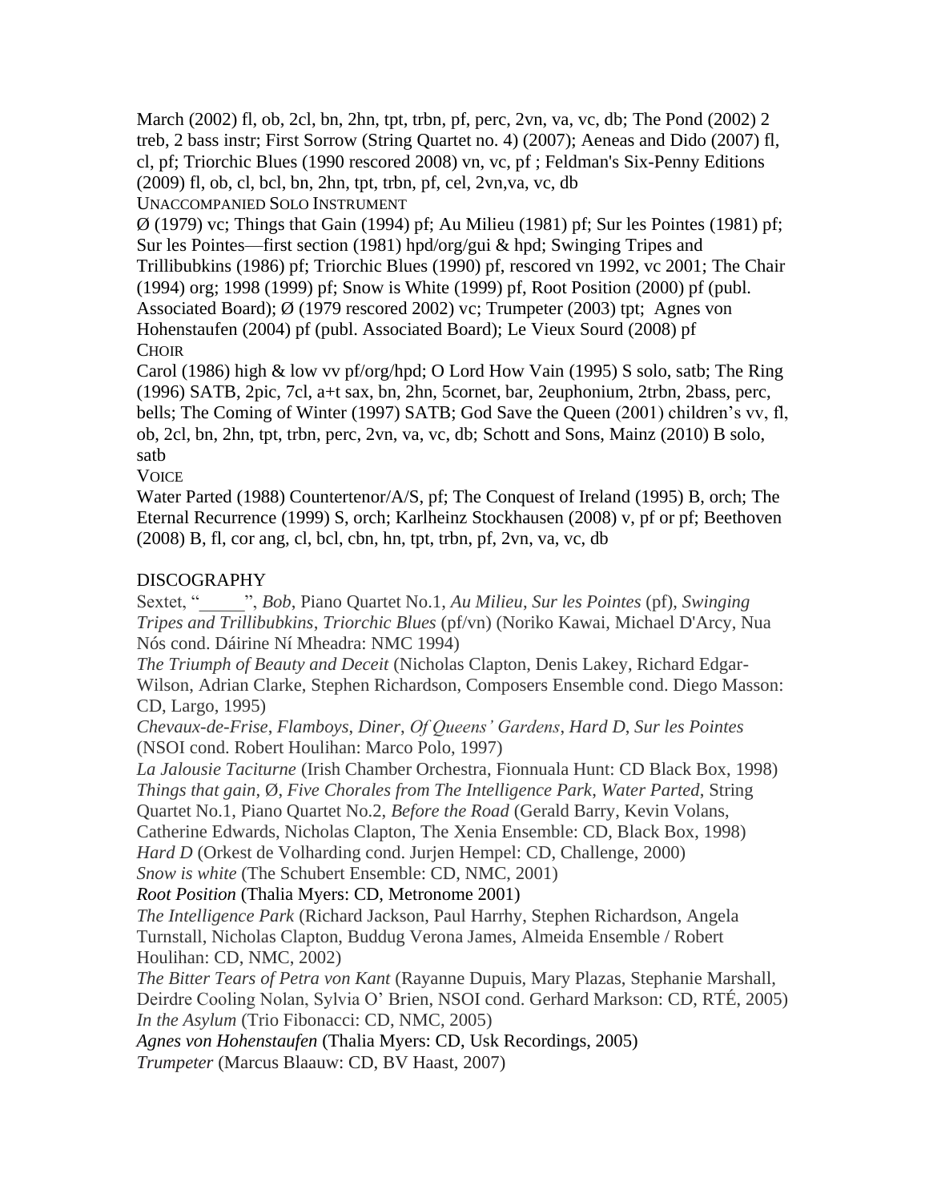March (2002) fl, ob, 2cl, bn, 2hn, tpt, trbn, pf, perc, 2vn, va, vc, db; The Pond (2002) 2 treb, 2 bass instr; First Sorrow (String Quartet no. 4) (2007); Aeneas and Dido (2007) fl, cl, pf; Triorchic Blues (1990 rescored 2008) vn, vc, pf ; Feldman's Six-Penny Editions (2009) fl, ob, cl, bcl, bn, 2hn, tpt, trbn, pf, cel, 2vn,va, vc, db

UNACCOMPANIED SOLO INSTRUMENT

Ø (1979) vc; Things that Gain (1994) pf; Au Milieu (1981) pf; Sur les Pointes (1981) pf; Sur les Pointes—first section (1981) hpd/org/gui & hpd; Swinging Tripes and Trillibubkins (1986) pf; Triorchic Blues (1990) pf, rescored vn 1992, vc 2001; The Chair (1994) org; 1998 (1999) pf; Snow is White (1999) pf, Root Position (2000) pf (publ. Associated Board); Ø (1979 rescored 2002) vc; Trumpeter (2003) tpt; Agnes von Hohenstaufen (2004) pf (publ. Associated Board); Le Vieux Sourd (2008) pf

CHOIR

Carol (1986) high & low vv pf/org/hpd; O Lord How Vain (1995) S solo, satb; The Ring (1996) SATB, 2pic, 7cl, a+t sax, bn, 2hn, 5cornet, bar, 2euphonium, 2trbn, 2bass, perc, bells; The Coming of Winter (1997) SATB; God Save the Queen (2001) children's vv, fl, ob, 2cl, bn, 2hn, tpt, trbn, perc, 2vn, va, vc, db; Schott and Sons, Mainz (2010) B solo, satb

VOICE

Water Parted (1988) Countertenor/A/S, pf; The Conquest of Ireland (1995) B, orch; The Eternal Recurrence (1999) S, orch; Karlheinz Stockhausen (2008) v, pf or pf; Beethoven (2008) B, fl, cor ang, cl, bcl, cbn, hn, tpt, trbn, pf, 2vn, va, vc, db

DISCOGRAPHY

Sextet, "_____", *Bob*, Piano Quartet No.1, *Au Milieu*, *Sur les Pointes* (pf), *Swinging Tripes and Trillibubkins*, *Triorchic Blues* (pf/vn) (Noriko Kawai, Michael D'Arcy, Nua Nós cond. Dáirine Ní Mheadra: NMC 1994)

*The Triumph of Beauty and Deceit* (Nicholas Clapton, Denis Lakey, Richard Edgar-Wilson, Adrian Clarke, Stephen Richardson, Composers Ensemble cond. Diego Masson: CD, Largo, 1995)

*Chevaux-de-Frise*, *Flamboys*, *Diner*, *Of Queens' Gardens*, *Hard D*, *Sur les Pointes* (NSOI cond. Robert Houlihan: Marco Polo, 1997)

*La Jalousie Taciturne* (Irish Chamber Orchestra, Fionnuala Hunt: CD Black Box, 1998)

*Things that gain*, *Ø*, *Five Chorales from The Intelligence Park*, *Water Parted*, String Quartet No.1, Piano Quartet No.2, *Before the Road* (Gerald Barry, Kevin Volans, Catherine Edwards, Nicholas Clapton, The Xenia Ensemble: CD, Black Box, 1998)

*Hard D* (Orkest de Volharding cond. Jurjen Hempel: CD, Challenge, 2000)

*Snow is white* (The Schubert Ensemble: CD, NMC, 2001)

*Root Position* (Thalia Myers: CD, Metronome 2001)

*The Intelligence Park* (Richard Jackson, Paul Harrhy, Stephen Richardson, Angela Turnstall, Nicholas Clapton, Buddug Verona James, Almeida Ensemble / Robert Houlihan: CD, NMC, 2002)

*The Bitter Tears of Petra von Kant* (Rayanne Dupuis, Mary Plazas, Stephanie Marshall, Deirdre Cooling Nolan, Sylvia O' Brien, NSOI cond. Gerhard Markson: CD, RTÉ, 2005)

*In the Asylum* (Trio Fibonacci: CD, NMC, 2005)

*Agnes von Hohenstaufen* (Thalia Myers: CD, Usk Recordings, 2005)

*Trumpeter* (Marcus Blaauw: CD, BV Haast, 2007)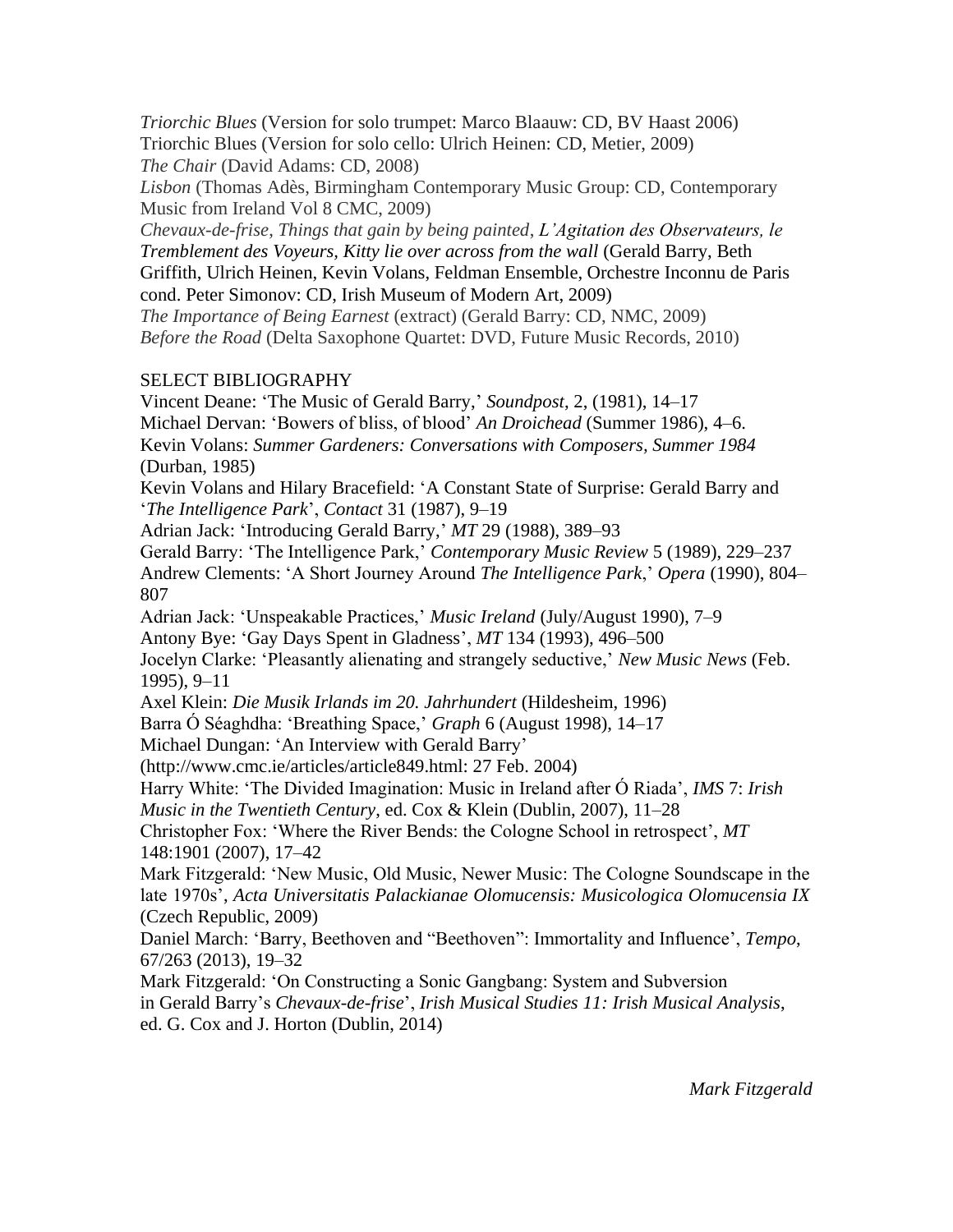*Triorchic Blues* (Version for solo trumpet: Marco Blaauw: CD, BV Haast 2006)
Triorchic Blues (Version for solo cello: Ulrich Heinen: CD, Metier, 2009)
*The Chair* (David Adams: CD, 2008)
*Lisbon* (Thomas Adès, Birmingham Contemporary Music Group: CD, Contemporary Music from Ireland Vol 8 CMC, 2009)
*Chevaux-de-frise*, *Things that gain by being painted*, *L'Agitation des Observateurs, le Tremblement des Voyeurs, Kitty lie over across from the wall* (Gerald Barry, Beth Griffith, Ulrich Heinen, Kevin Volans, Feldman Ensemble, Orchestre Inconnu de Paris cond. Peter Simonov: CD, Irish Museum of Modern Art, 2009)
*The Importance of Being Earnest* (extract) (Gerald Barry: CD, NMC, 2009)
*Before the Road* (Delta Saxophone Quartet: DVD, Future Music Records, 2010)

SELECT BIBLIOGRAPHY

Vincent Deane: 'The Music of Gerald Barry,' *Soundpost*, 2, (1981), 14–17
Michael Dervan: 'Bowers of bliss, of blood' *An Droichead* (Summer 1986), 4–6.
Kevin Volans: *Summer Gardeners: Conversations with Composers, Summer 1984* (Durban, 1985)
Kevin Volans and Hilary Bracefield: 'A Constant State of Surprise: Gerald Barry and '*The Intelligence Park*', *Contact* 31 (1987), 9–19
Adrian Jack: 'Introducing Gerald Barry,' *MT* 29 (1988), 389–93
Gerald Barry: 'The Intelligence Park,' *Contemporary Music Review* 5 (1989), 229–237
Andrew Clements: 'A Short Journey Around *The Intelligence Park*,' *Opera* (1990), 804–807
Adrian Jack: 'Unspeakable Practices,' *Music Ireland* (July/August 1990), 7–9
Antony Bye: 'Gay Days Spent in Gladness', *MT* 134 (1993), 496–500
Jocelyn Clarke: 'Pleasantly alienating and strangely seductive,' *New Music News* (Feb. 1995), 9–11
Axel Klein: *Die Musik Irlands im 20. Jahrhundert* (Hildesheim, 1996)
Barra Ó Séaghdha: 'Breathing Space,' *Graph* 6 (August 1998), 14–17
Michael Dungan: 'An Interview with Gerald Barry' (http://www.cmc.ie/articles/article849.html: 27 Feb. 2004)
Harry White: 'The Divided Imagination: Music in Ireland after Ó Riada', *IMS* 7: *Irish Music in the Twentieth Century*, ed. Cox & Klein (Dublin, 2007), 11–28
Christopher Fox: 'Where the River Bends: the Cologne School in retrospect', *MT* 148:1901 (2007), 17–42
Mark Fitzgerald: 'New Music, Old Music, Newer Music: The Cologne Soundscape in the late 1970s', *Acta Universitatis Palackianae Olomucensis: Musicologica Olomucensia IX* (Czech Republic, 2009)
Daniel March: 'Barry, Beethoven and "Beethoven": Immortality and Influence', *Tempo*, 67/263 (2013), 19–32
Mark Fitzgerald: 'On Constructing a Sonic Gangbang: System and Subversion in Gerald Barry's *Chevaux-de-frise*', *Irish Musical Studies 11: Irish Musical Analysis*, ed. G. Cox and J. Horton (Dublin, 2014)

*Mark Fitzgerald*